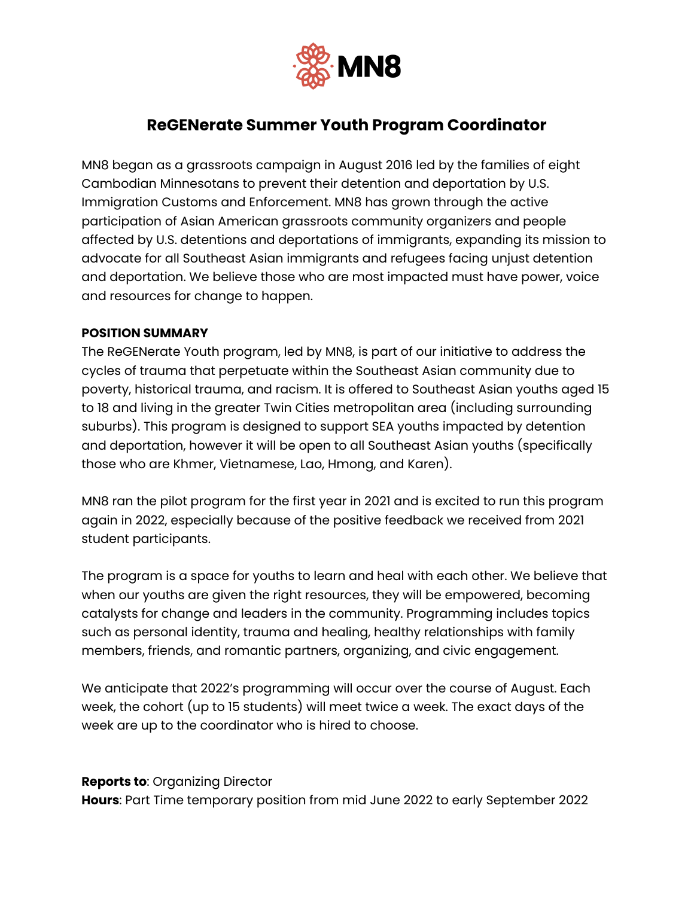MN8

# ReGENerate Summer Youth Program Coordinator

MN8 began as a grassroots campaign in August 2016 led by the families of eight Cambodian Minnesotans to prevent their detention and deportation by U.S. Immigration Customs and Enforcement. MN8 has grown through the active participation of Asian American grassroots community organizers and people affected by U.S. detentions and deportations of immigrants, expanding its mission to advocate for all Southeast Asian immigrants and refugees facing unjust detention and deportation. We believe those who are most impacted must have power, voice and resources for change to happen.

**POSITION SUMMARY**

The ReGENerate Youth program, led by MN8, is part of our initiative to address the cycles of trauma that perpetuate within the Southeast Asian community due to poverty, historical trauma, and racism. It is offered to Southeast Asian youths aged 15 to 18 and living in the greater Twin Cities metropolitan area (including surrounding suburbs). This program is designed to support SEA youths impacted by detention and deportation, however it will be open to all Southeast Asian youths (specifically those who are Khmer, Vietnamese, Lao, Hmong, and Karen).

MN8 ran the pilot program for the first year in 2021 and is excited to run this program again in 2022, especially because of the positive feedback we received from 2021 student participants.

The program is a space for youths to learn and heal with each other. We believe that when our youths are given the right resources, they will be empowered, becoming catalysts for change and leaders in the community. Programming includes topics such as personal identity, trauma and healing, healthy relationships with family members, friends, and romantic partners, organizing, and civic engagement.

We anticipate that 2022's programming will occur over the course of August. Each week, the cohort (up to 15 students) will meet twice a week. The exact days of the week are up to the coordinator who is hired to choose.

**Reports to**: Organizing Director
**Hours**: Part Time temporary position from mid June 2022 to early September 2022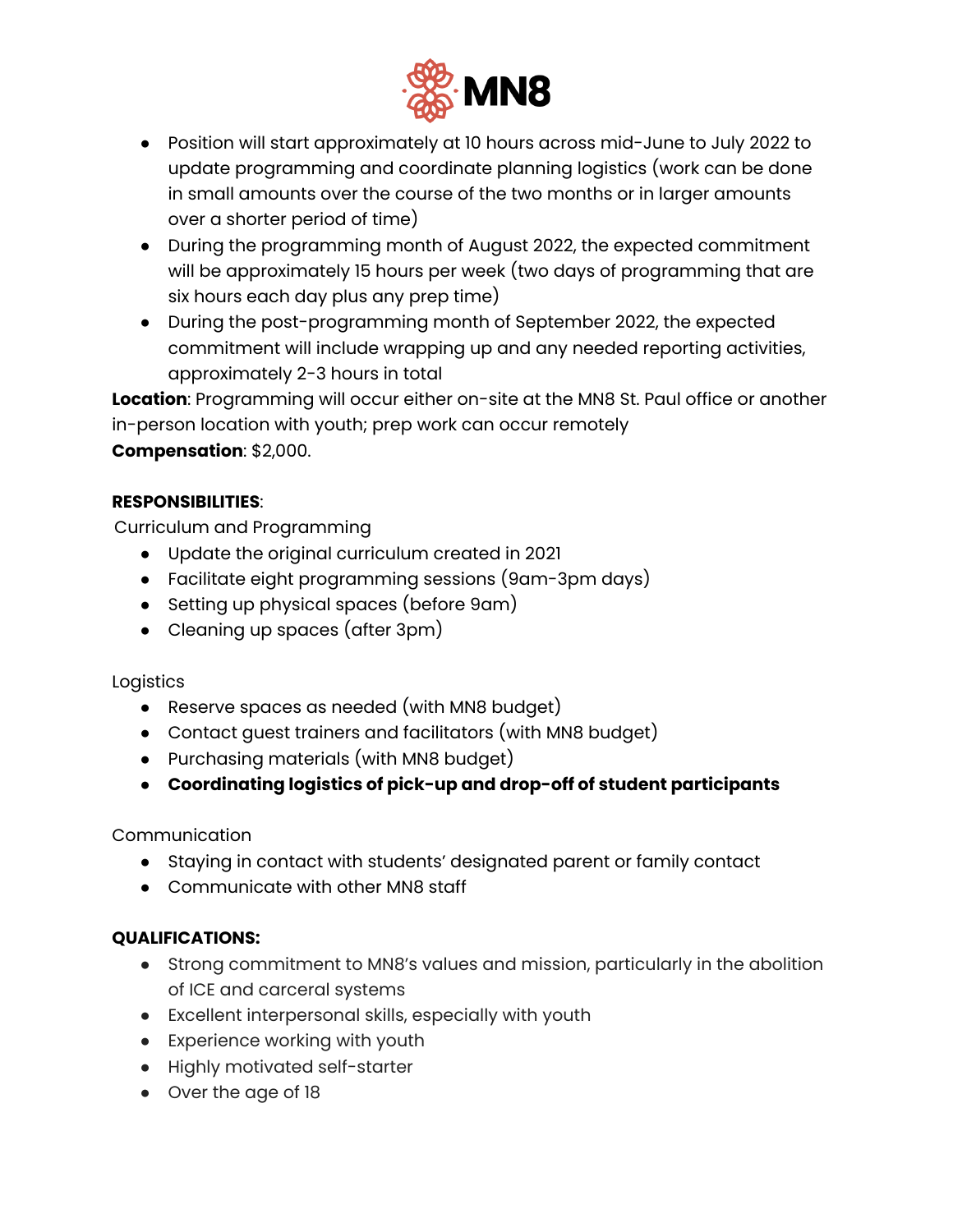- Position will start approximately at 10 hours across mid-June to July 2022 to update programming and coordinate planning logistics (work can be done in small amounts over the course of the two months or in larger amounts over a shorter period of time)
- During the programming month of August 2022, the expected commitment will be approximately 15 hours per week (two days of programming that are six hours each day plus any prep time)
- During the post-programming month of September 2022, the expected commitment will include wrapping up and any needed reporting activities, approximately 2-3 hours in total

**Location**: Programming will occur either on-site at the MN8 St. Paul office or another in-person location with youth; prep work can occur remotely

**Compensation**: $2,000.

**RESPONSIBILITIES**:

Curriculum and Programming

- Update the original curriculum created in 2021
- Facilitate eight programming sessions (9am-3pm days)
- Setting up physical spaces (before 9am)
- Cleaning up spaces (after 3pm)

Logistics

- Reserve spaces as needed (with MN8 budget)
- Contact guest trainers and facilitators (with MN8 budget)
- Purchasing materials (with MN8 budget)
- **Coordinating logistics of pick-up and drop-off of student participants**

Communication

- Staying in contact with students' designated parent or family contact
- Communicate with other MN8 staff

**QUALIFICATIONS:**

- Strong commitment to MN8's values and mission, particularly in the abolition of ICE and carceral systems
- Excellent interpersonal skills, especially with youth
- Experience working with youth
- Highly motivated self-starter
- Over the age of 18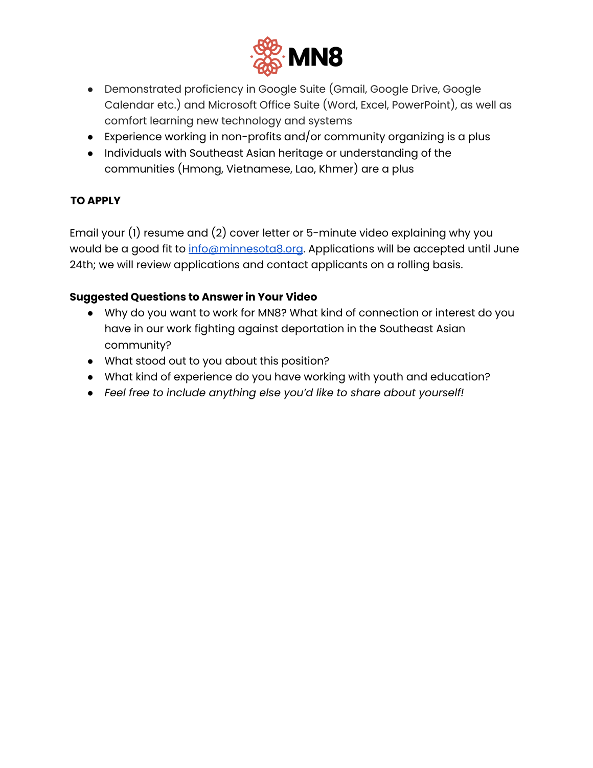- Demonstrated proficiency in Google Suite (Gmail, Google Drive, Google Calendar etc.) and Microsoft Office Suite (Word, Excel, PowerPoint), as well as comfort learning new technology and systems
- Experience working in non-profits and/or community organizing is a plus
- Individuals with Southeast Asian heritage or understanding of the communities (Hmong, Vietnamese, Lao, Khmer) are a plus

**TO APPLY**

Email your (1) resume and (2) cover letter or 5-minute video explaining why you would be a good fit to info@minnesota8.org. Applications will be accepted until June 24th; we will review applications and contact applicants on a rolling basis.

**Suggested Questions to Answer in Your Video**

- Why do you want to work for MN8? What kind of connection or interest do you have in our work fighting against deportation in the Southeast Asian community?
- What stood out to you about this position?
- What kind of experience do you have working with youth and education?
- *Feel free to include anything else you'd like to share about yourself!*